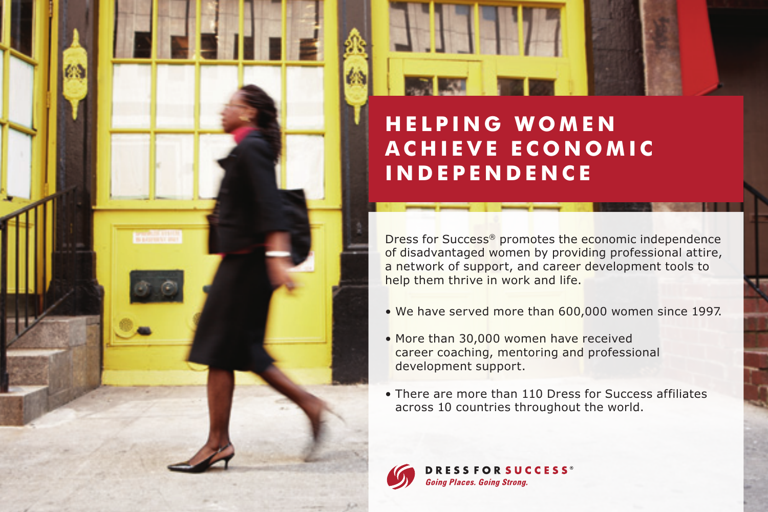# HELPING WOMEN ACHIEVE ECONOMIC INDEPENDENCE

Dress for Success® promotes the economic independence of disadvantaged women by providing professional attire, a network of support, and career development tools to help them thrive in work and life.

- We have served more than 600,000 women since 1997.
- More than 30,000 women have received career coaching, mentoring and professional development support.
- There are more than 110 Dress for Success affiliates across 10 countries throughout the world.

**DRESS FOR SUCCESS®**
*Going Places. Going Strong.*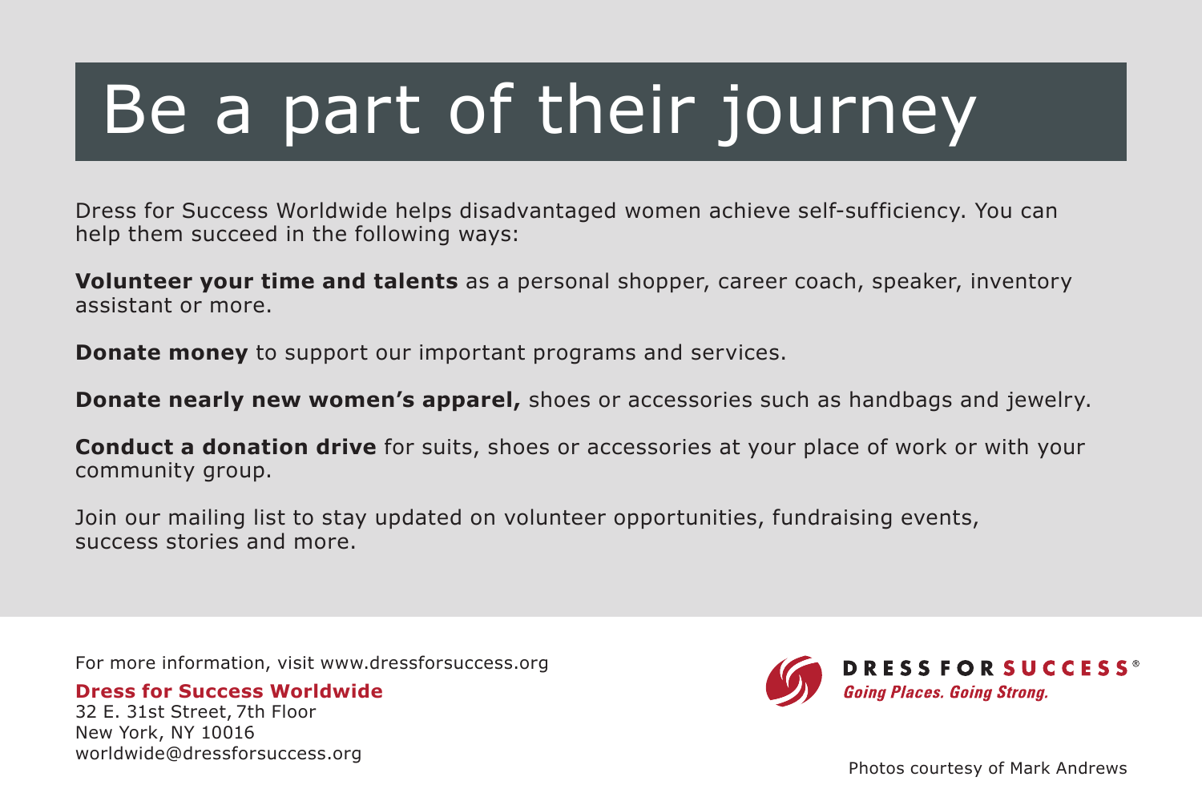# Be a part of their journey

Dress for Success Worldwide helps disadvantaged women achieve self-sufficiency. You can help them succeed in the following ways:

**Volunteer your time and talents** as a personal shopper, career coach, speaker, inventory assistant or more.

**Donate money** to support our important programs and services.

**Donate nearly new women's apparel,** shoes or accessories such as handbags and jewelry.

**Conduct a donation drive** for suits, shoes or accessories at your place of work or with your community group.

Join our mailing list to stay updated on volunteer opportunities, fundraising events, success stories and more.

For more information, visit www.dressforsuccess.org

**Dress for Success Worldwide**
32 E. 31st Street, 7th Floor
New York, NY 10016
worldwide@dressforsuccess.org

DRESS FOR SUCCESS®
*Going Places. Going Strong.*

Photos courtesy of Mark Andrews